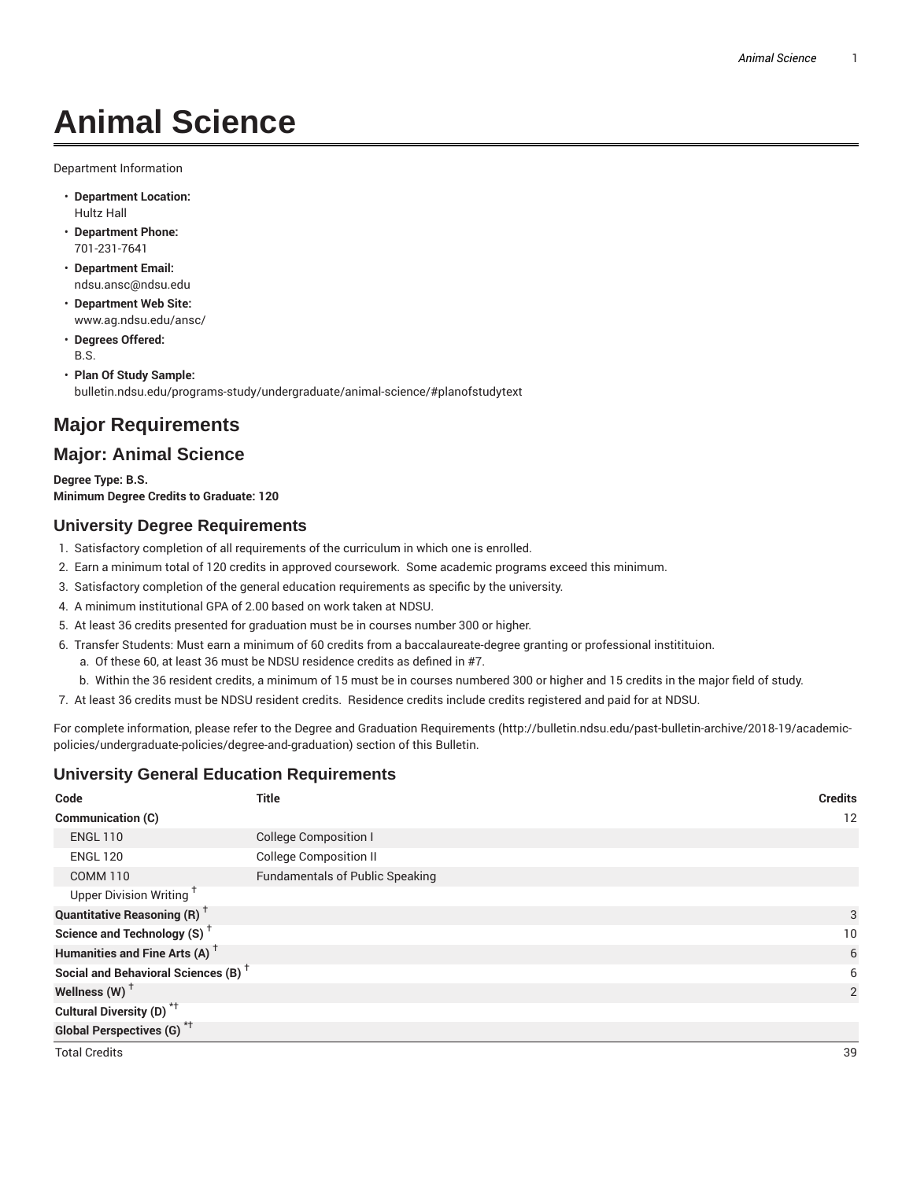# Animal Science

Department Information

- **Department Location:**
  Hultz Hall
- **Department Phone:**
  701-231-7641
- **Department Email:**
  ndsu.ansc@ndsu.edu
- **Department Web Site:**
  www.ag.ndsu.edu/ansc/
- **Degrees Offered:**
  B.S.
- **Plan Of Study Sample:**
  bulletin.ndsu.edu/programs-study/undergraduate/animal-science/#planofstudytext

## Major Requirements

## Major: Animal Science

**Degree Type: B.S.**
**Minimum Degree Credits to Graduate: 120**

### University Degree Requirements

1. Satisfactory completion of all requirements of the curriculum in which one is enrolled.
2. Earn a minimum total of 120 credits in approved coursework. Some academic programs exceed this minimum.
3. Satisfactory completion of the general education requirements as specific by the university.
4. A minimum institutional GPA of 2.00 based on work taken at NDSU.
5. At least 36 credits presented for graduation must be in courses number 300 or higher.
6. Transfer Students: Must earn a minimum of 60 credits from a baccalaureate-degree granting or professional institituion.
   a. Of these 60, at least 36 must be NDSU residence credits as defined in #7.
   b. Within the 36 resident credits, a minimum of 15 must be in courses numbered 300 or higher and 15 credits in the major field of study.
7. At least 36 credits must be NDSU resident credits. Residence credits include credits registered and paid for at NDSU.

For complete information, please refer to the Degree and Graduation Requirements (http://bulletin.ndsu.edu/past-bulletin-archive/2018-19/academic-policies/undergraduate-policies/degree-and-graduation) section of this Bulletin.

### University General Education Requirements

| Code | Title | Credits |
|---|---|---|
| **Communication (C)** | | 12 |
| ENGL 110 | College Composition I | |
| ENGL 120 | College Composition II | |
| COMM 110 | Fundamentals of Public Speaking | |
| Upper Division Writing † | | |
| **Quantitative Reasoning (R)** † | | 3 |
| **Science and Technology (S)** † | | 10 |
| **Humanities and Fine Arts (A)** † | | 6 |
| **Social and Behavioral Sciences (B)** † | | 6 |
| **Wellness (W)** † | | 2 |
| **Cultural Diversity (D)** *† | | |
| **Global Perspectives (G)** *† | | |
| Total Credits | | 39 |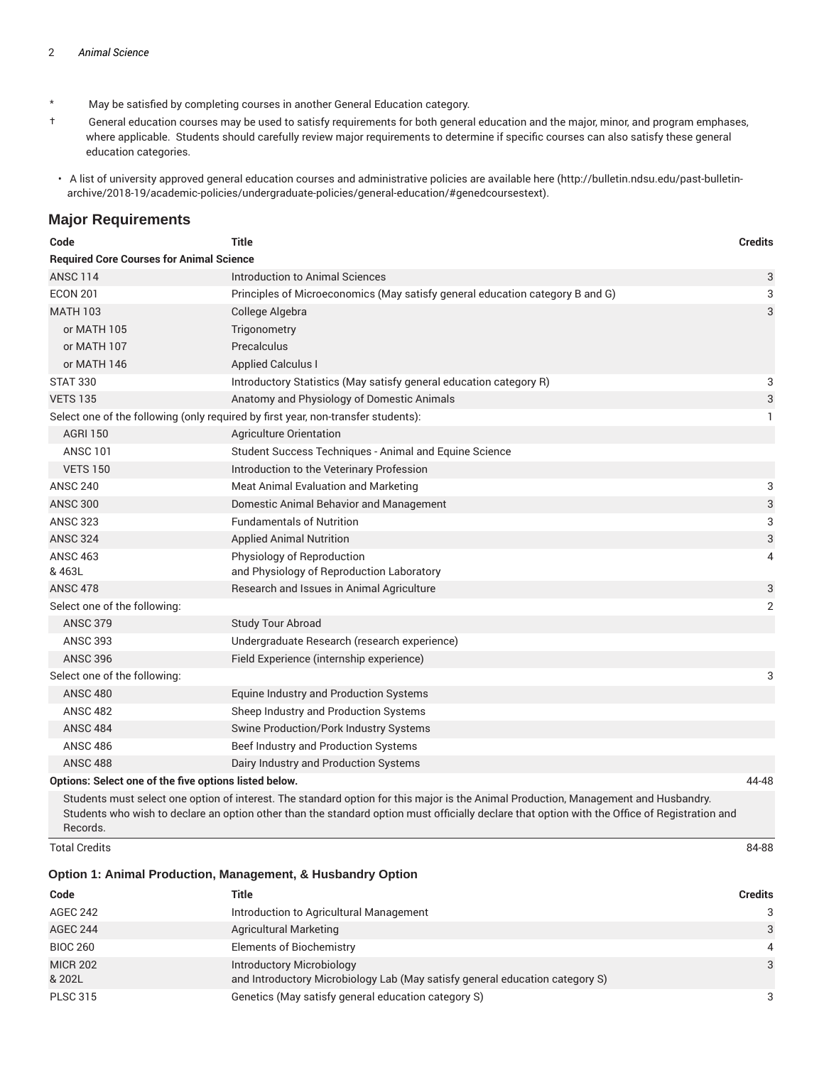\* May be satisfied by completing courses in another General Education category.

† General education courses may be used to satisfy requirements for both general education and the major, minor, and program emphases, where applicable. Students should carefully review major requirements to determine if specific courses can also satisfy these general education categories.

- A list of university approved general education courses and administrative policies are available here (http://bulletin.ndsu.edu/past-bulletin-archive/2018-19/academic-policies/undergraduate-policies/general-education/#genedcoursestext).

## Major Requirements

| Code | Title | Credits |
|---|---|---|
| **Required Core Courses for Animal Science** | | |
| ANSC 114 | Introduction to Animal Sciences | 3 |
| ECON 201 | Principles of Microeconomics (May satisfy general education category B and G) | 3 |
| MATH 103 | College Algebra | 3 |
| or MATH 105 | Trigonometry | |
| or MATH 107 | Precalculus | |
| or MATH 146 | Applied Calculus I | |
| STAT 330 | Introductory Statistics (May satisfy general education category R) | 3 |
| VETS 135 | Anatomy and Physiology of Domestic Animals | 3 |
| Select one of the following (only required by first year, non-transfer students): | | 1 |
| AGRI 150 | Agriculture Orientation | |
| ANSC 101 | Student Success Techniques - Animal and Equine Science | |
| VETS 150 | Introduction to the Veterinary Profession | |
| ANSC 240 | Meat Animal Evaluation and Marketing | 3 |
| ANSC 300 | Domestic Animal Behavior and Management | 3 |
| ANSC 323 | Fundamentals of Nutrition | 3 |
| ANSC 324 | Applied Animal Nutrition | 3 |
| ANSC 463 & 463L | Physiology of Reproduction and Physiology of Reproduction Laboratory | 4 |
| ANSC 478 | Research and Issues in Animal Agriculture | 3 |
| Select one of the following: | | 2 |
| ANSC 379 | Study Tour Abroad | |
| ANSC 393 | Undergraduate Research (research experience) | |
| ANSC 396 | Field Experience (internship experience) | |
| Select one of the following: | | 3 |
| ANSC 480 | Equine Industry and Production Systems | |
| ANSC 482 | Sheep Industry and Production Systems | |
| ANSC 484 | Swine Production/Pork Industry Systems | |
| ANSC 486 | Beef Industry and Production Systems | |
| ANSC 488 | Dairy Industry and Production Systems | |
| **Options: Select one of the five options listed below.** | | 44-48 |
| Students must select one option of interest. The standard option for this major is the Animal Production, Management and Husbandry. Students who wish to declare an option other than the standard option must officially declare that option with the Office of Registration and Records. | | |
| Total Credits | | 84-88 |

### Option 1: Animal Production, Management, & Husbandry Option

| Code | Title | Credits |
|---|---|---|
| AGEC 242 | Introduction to Agricultural Management | 3 |
| AGEC 244 | Agricultural Marketing | 3 |
| BIOC 260 | Elements of Biochemistry | 4 |
| MICR 202 & 202L | Introductory Microbiology and Introductory Microbiology Lab (May satisfy general education category S) | 3 |
| PLSC 315 | Genetics (May satisfy general education category S) | 3 |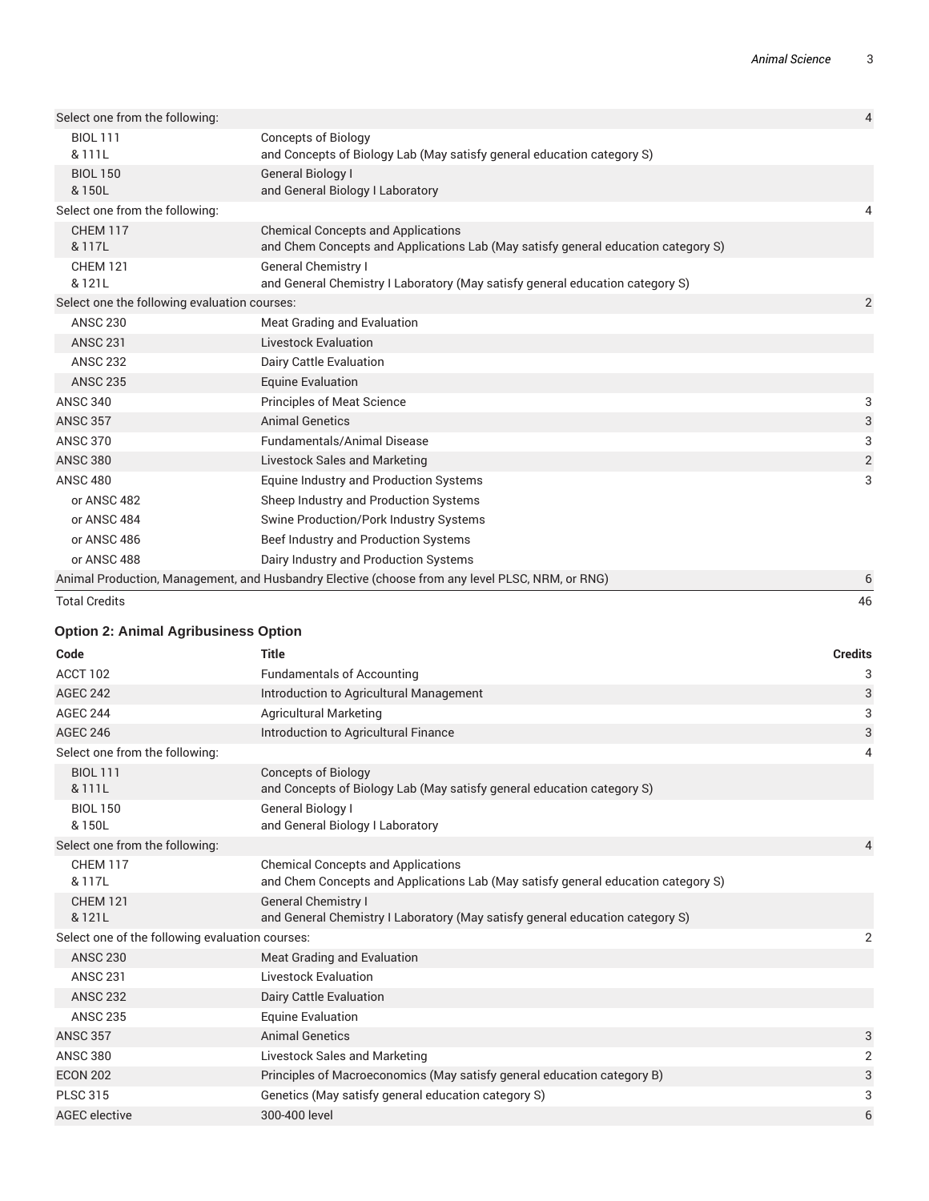| | | |
|---|---|---|
| Select one from the following: | | 4 |
| BIOL 111<br>& 111L | Concepts of Biology<br>and Concepts of Biology Lab (May satisfy general education category S) | |
| BIOL 150<br>& 150L | General Biology I<br>and General Biology I Laboratory | |
| Select one from the following: | | 4 |
| CHEM 117<br>& 117L | Chemical Concepts and Applications<br>and Chem Concepts and Applications Lab (May satisfy general education category S) | |
| CHEM 121<br>& 121L | General Chemistry I<br>and General Chemistry I Laboratory (May satisfy general education category S) | |
| Select one the following evaluation courses: | | 2 |
| ANSC 230 | Meat Grading and Evaluation | |
| ANSC 231 | Livestock Evaluation | |
| ANSC 232 | Dairy Cattle Evaluation | |
| ANSC 235 | Equine Evaluation | |
| ANSC 340 | Principles of Meat Science | 3 |
| ANSC 357 | Animal Genetics | 3 |
| ANSC 370 | Fundamentals/Animal Disease | 3 |
| ANSC 380 | Livestock Sales and Marketing | 2 |
| ANSC 480 | Equine Industry and Production Systems | 3 |
| or ANSC 482 | Sheep Industry and Production Systems | |
| or ANSC 484 | Swine Production/Pork Industry Systems | |
| or ANSC 486 | Beef Industry and Production Systems | |
| or ANSC 488 | Dairy Industry and Production Systems | |
| Animal Production, Management, and Husbandry Elective (choose from any level PLSC, NRM, or RNG) | | 6 |
| Total Credits | | 46 |

### Option 2: Animal Agribusiness Option

| Code | Title | Credits |
|---|---|---|
| ACCT 102 | Fundamentals of Accounting | 3 |
| AGEC 242 | Introduction to Agricultural Management | 3 |
| AGEC 244 | Agricultural Marketing | 3 |
| AGEC 246 | Introduction to Agricultural Finance | 3 |
| Select one from the following: | | 4 |
| BIOL 111<br>& 111L | Concepts of Biology<br>and Concepts of Biology Lab (May satisfy general education category S) | |
| BIOL 150<br>& 150L | General Biology I<br>and General Biology I Laboratory | |
| Select one from the following: | | 4 |
| CHEM 117<br>& 117L | Chemical Concepts and Applications<br>and Chem Concepts and Applications Lab (May satisfy general education category S) | |
| CHEM 121<br>& 121L | General Chemistry I<br>and General Chemistry I Laboratory (May satisfy general education category S) | |
| Select one of the following evaluation courses: | | 2 |
| ANSC 230 | Meat Grading and Evaluation | |
| ANSC 231 | Livestock Evaluation | |
| ANSC 232 | Dairy Cattle Evaluation | |
| ANSC 235 | Equine Evaluation | |
| ANSC 357 | Animal Genetics | 3 |
| ANSC 380 | Livestock Sales and Marketing | 2 |
| ECON 202 | Principles of Macroeconomics (May satisfy general education category B) | 3 |
| PLSC 315 | Genetics (May satisfy general education category S) | 3 |
| AGEC elective | 300-400 level | 6 |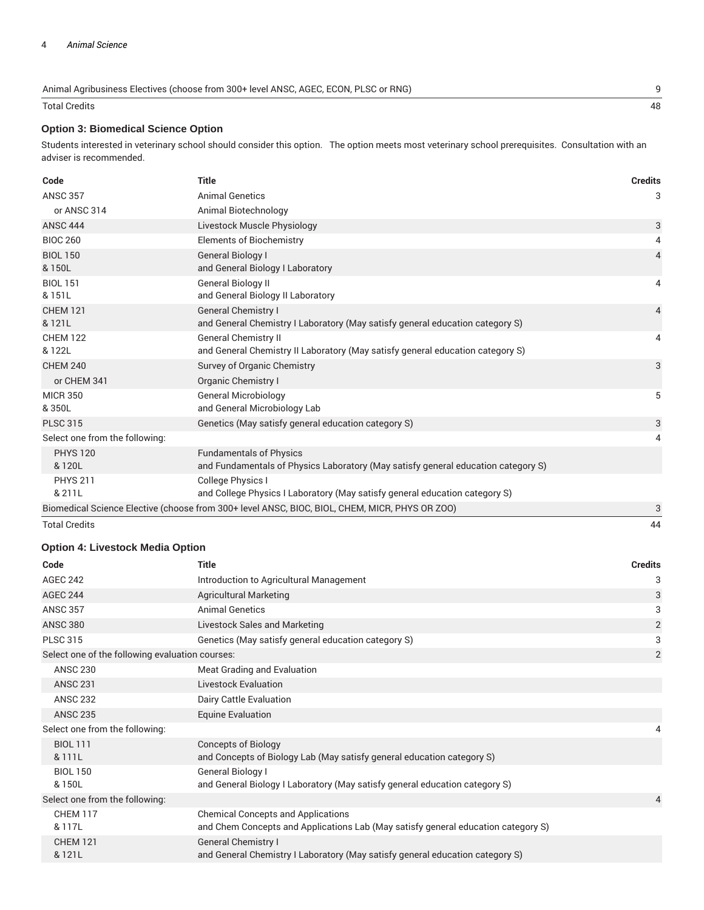| | | |
|---|---|---|
| Animal Agribusiness Electives (choose from 300+ level ANSC, AGEC, ECON, PLSC or RNG) | | 9 |
| Total Credits | | 48 |

### Option 3: Biomedical Science Option

Students interested in veterinary school should consider this option. The option meets most veterinary school prerequisites. Consultation with an adviser is recommended.

| Code | Title | Credits |
|---|---|---|
| ANSC 357 | Animal Genetics | 3 |
| or ANSC 314 | Animal Biotechnology | |
| ANSC 444 | Livestock Muscle Physiology | 3 |
| BIOC 260 | Elements of Biochemistry | 4 |
| BIOL 150<br>& 150L | General Biology I<br>and General Biology I Laboratory | 4 |
| BIOL 151<br>& 151L | General Biology II<br>and General Biology II Laboratory | 4 |
| CHEM 121<br>& 121L | General Chemistry I<br>and General Chemistry I Laboratory (May satisfy general education category S) | 4 |
| CHEM 122<br>& 122L | General Chemistry II<br>and General Chemistry II Laboratory (May satisfy general education category S) | 4 |
| CHEM 240 | Survey of Organic Chemistry | 3 |
| or CHEM 341 | Organic Chemistry I | |
| MICR 350<br>& 350L | General Microbiology<br>and General Microbiology Lab | 5 |
| PLSC 315 | Genetics (May satisfy general education category S) | 3 |
| Select one from the following: | | 4 |
| PHYS 120<br>& 120L | Fundamentals of Physics<br>and Fundamentals of Physics Laboratory (May satisfy general education category S) | |
| PHYS 211<br>& 211L | College Physics I<br>and College Physics I Laboratory (May satisfy general education category S) | |
| Biomedical Science Elective (choose from 300+ level ANSC, BIOC, BIOL, CHEM, MICR, PHYS OR ZOO) | | 3 |
| Total Credits | | 44 |

### Option 4: Livestock Media Option

| Code | Title | Credits |
|---|---|---|
| AGEC 242 | Introduction to Agricultural Management | 3 |
| AGEC 244 | Agricultural Marketing | 3 |
| ANSC 357 | Animal Genetics | 3 |
| ANSC 380 | Livestock Sales and Marketing | 2 |
| PLSC 315 | Genetics (May satisfy general education category S) | 3 |
| Select one of the following evaluation courses: | | 2 |
| ANSC 230 | Meat Grading and Evaluation | |
| ANSC 231 | Livestock Evaluation | |
| ANSC 232 | Dairy Cattle Evaluation | |
| ANSC 235 | Equine Evaluation | |
| Select one from the following: | | 4 |
| BIOL 111<br>& 111L | Concepts of Biology<br>and Concepts of Biology Lab (May satisfy general education category S) | |
| BIOL 150<br>& 150L | General Biology I<br>and General Biology I Laboratory (May satisfy general education category S) | |
| Select one from the following: | | 4 |
| CHEM 117<br>& 117L | Chemical Concepts and Applications<br>and Chem Concepts and Applications Lab (May satisfy general education category S) | |
| CHEM 121<br>& 121L | General Chemistry I<br>and General Chemistry I Laboratory (May satisfy general education category S) | |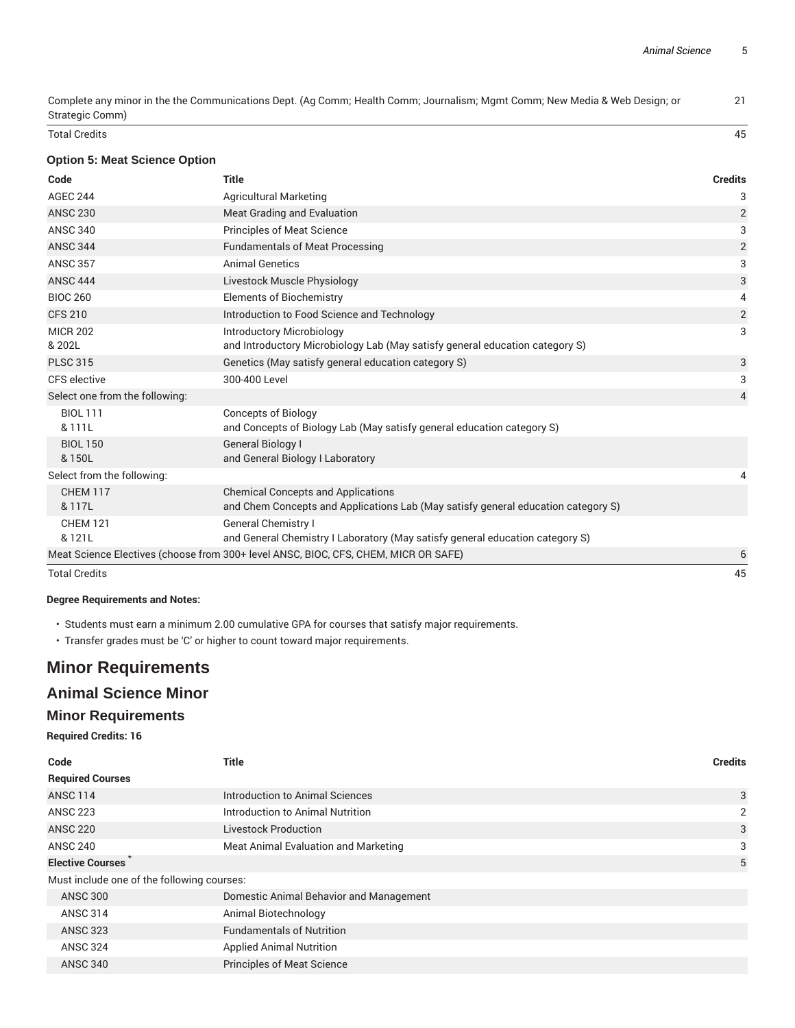| | | |
|---|---|---|
| Complete any minor in the the Communications Dept. (Ag Comm; Health Comm; Journalism; Mgmt Comm; New Media & Web Design; or Strategic Comm) | | 21 |
| Total Credits | | 45 |

### Option 5: Meat Science Option

| Code | Title | Credits |
|---|---|---|
| AGEC 244 | Agricultural Marketing | 3 |
| ANSC 230 | Meat Grading and Evaluation | 2 |
| ANSC 340 | Principles of Meat Science | 3 |
| ANSC 344 | Fundamentals of Meat Processing | 2 |
| ANSC 357 | Animal Genetics | 3 |
| ANSC 444 | Livestock Muscle Physiology | 3 |
| BIOC 260 | Elements of Biochemistry | 4 |
| CFS 210 | Introduction to Food Science and Technology | 2 |
| MICR 202 & 202L | Introductory Microbiology and Introductory Microbiology Lab (May satisfy general education category S) | 3 |
| PLSC 315 | Genetics (May satisfy general education category S) | 3 |
| CFS elective | 300-400 Level | 3 |
| Select one from the following: | | 4 |
| BIOL 111 & 111L | Concepts of Biology and Concepts of Biology Lab (May satisfy general education category S) | |
| BIOL 150 & 150L | General Biology I and General Biology I Laboratory | |
| Select from the following: | | 4 |
| CHEM 117 & 117L | Chemical Concepts and Applications and Chem Concepts and Applications Lab (May satisfy general education category S) | |
| CHEM 121 & 121L | General Chemistry I and General Chemistry I Laboratory (May satisfy general education category S) | |
| Meat Science Electives (choose from 300+ level ANSC, BIOC, CFS, CHEM, MICR OR SAFE) | | 6 |
| Total Credits | | 45 |

**Degree Requirements and Notes:**

- Students must earn a minimum 2.00 cumulative GPA for courses that satisfy major requirements.
- Transfer grades must be 'C' or higher to count toward major requirements.

# Minor Requirements

## Animal Science Minor

### Minor Requirements

**Required Credits: 16**

| Code | Title | Credits |
|---|---|---|
| **Required Courses** | | |
| ANSC 114 | Introduction to Animal Sciences | 3 |
| ANSC 223 | Introduction to Animal Nutrition | 2 |
| ANSC 220 | Livestock Production | 3 |
| ANSC 240 | Meat Animal Evaluation and Marketing | 3 |
| **Elective Courses** * | | 5 |
| Must include one of the following courses: | | |
| ANSC 300 | Domestic Animal Behavior and Management | |
| ANSC 314 | Animal Biotechnology | |
| ANSC 323 | Fundamentals of Nutrition | |
| ANSC 324 | Applied Animal Nutrition | |
| ANSC 340 | Principles of Meat Science | |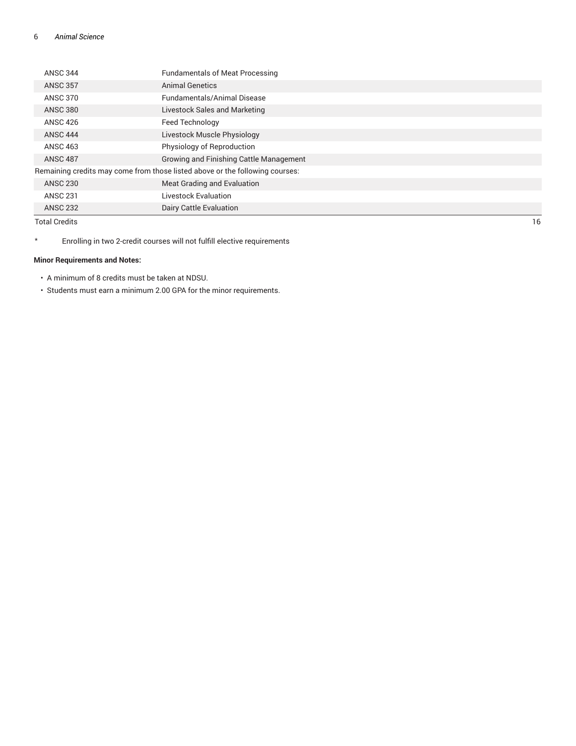| | | |
|---|---|---|
| ANSC 344 | Fundamentals of Meat Processing | |
| ANSC 357 | Animal Genetics | |
| ANSC 370 | Fundamentals/Animal Disease | |
| ANSC 380 | Livestock Sales and Marketing | |
| ANSC 426 | Feed Technology | |
| ANSC 444 | Livestock Muscle Physiology | |
| ANSC 463 | Physiology of Reproduction | |
| ANSC 487 | Growing and Finishing Cattle Management | |
| Remaining credits may come from those listed above or the following courses: | | |
| ANSC 230 | Meat Grading and Evaluation | |
| ANSC 231 | Livestock Evaluation | |
| ANSC 232 | Dairy Cattle Evaluation | |
| Total Credits | | 16 |

* Enrolling in two 2-credit courses will not fulfill elective requirements

**Minor Requirements and Notes:**

- A minimum of 8 credits must be taken at NDSU.
- Students must earn a minimum 2.00 GPA for the minor requirements.